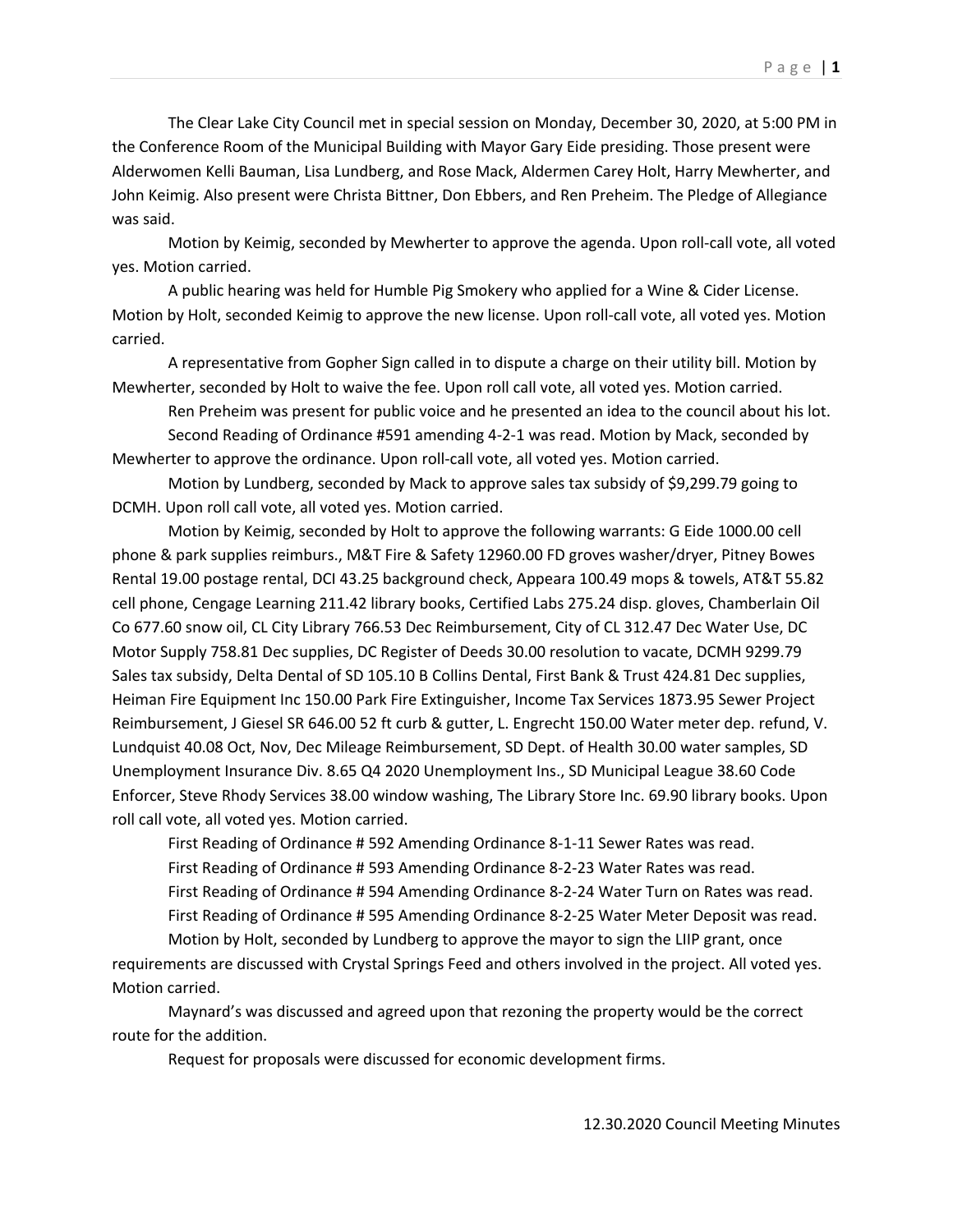The Clear Lake City Council met in special session on Monday, December 30, 2020, at 5:00 PM in the Conference Room of the Municipal Building with Mayor Gary Eide presiding. Those present were Alderwomen Kelli Bauman, Lisa Lundberg, and Rose Mack, Aldermen Carey Holt, Harry Mewherter, and John Keimig. Also present were Christa Bittner, Don Ebbers, and Ren Preheim. The Pledge of Allegiance was said.

Motion by Keimig, seconded by Mewherter to approve the agenda. Upon roll-call vote, all voted yes. Motion carried.

A public hearing was held for Humble Pig Smokery who applied for a Wine & Cider License. Motion by Holt, seconded Keimig to approve the new license. Upon roll-call vote, all voted yes. Motion carried.

A representative from Gopher Sign called in to dispute a charge on their utility bill. Motion by Mewherter, seconded by Holt to waive the fee. Upon roll call vote, all voted yes. Motion carried.

Ren Preheim was present for public voice and he presented an idea to the council about his lot.

Second Reading of Ordinance #591 amending 4-2-1 was read. Motion by Mack, seconded by Mewherter to approve the ordinance. Upon roll-call vote, all voted yes. Motion carried.

Motion by Lundberg, seconded by Mack to approve sales tax subsidy of $9,299.79 going to DCMH. Upon roll call vote, all voted yes. Motion carried.

Motion by Keimig, seconded by Holt to approve the following warrants: G Eide 1000.00 cell phone & park supplies reimburs., M&T Fire & Safety 12960.00 FD groves washer/dryer, Pitney Bowes Rental 19.00 postage rental, DCI 43.25 background check, Appeara 100.49 mops & towels, AT&T 55.82 cell phone, Cengage Learning 211.42 library books, Certified Labs 275.24 disp. gloves, Chamberlain Oil Co 677.60 snow oil, CL City Library 766.53 Dec Reimbursement, City of CL 312.47 Dec Water Use, DC Motor Supply 758.81 Dec supplies, DC Register of Deeds 30.00 resolution to vacate, DCMH 9299.79 Sales tax subsidy, Delta Dental of SD 105.10 B Collins Dental, First Bank & Trust 424.81 Dec supplies, Heiman Fire Equipment Inc 150.00 Park Fire Extinguisher, Income Tax Services 1873.95 Sewer Project Reimbursement, J Giesel SR 646.00 52 ft curb & gutter, L. Engrecht 150.00 Water meter dep. refund, V. Lundquist 40.08 Oct, Nov, Dec Mileage Reimbursement, SD Dept. of Health 30.00 water samples, SD Unemployment Insurance Div. 8.65 Q4 2020 Unemployment Ins., SD Municipal League 38.60 Code Enforcer, Steve Rhody Services 38.00 window washing, The Library Store Inc. 69.90 library books. Upon roll call vote, all voted yes. Motion carried.

First Reading of Ordinance # 592 Amending Ordinance 8-1-11 Sewer Rates was read.

First Reading of Ordinance # 593 Amending Ordinance 8-2-23 Water Rates was read.

First Reading of Ordinance # 594 Amending Ordinance 8-2-24 Water Turn on Rates was read.

First Reading of Ordinance # 595 Amending Ordinance 8-2-25 Water Meter Deposit was read.

Motion by Holt, seconded by Lundberg to approve the mayor to sign the LIIP grant, once requirements are discussed with Crystal Springs Feed and others involved in the project. All voted yes. Motion carried.

Maynard's was discussed and agreed upon that rezoning the property would be the correct route for the addition.

Request for proposals were discussed for economic development firms.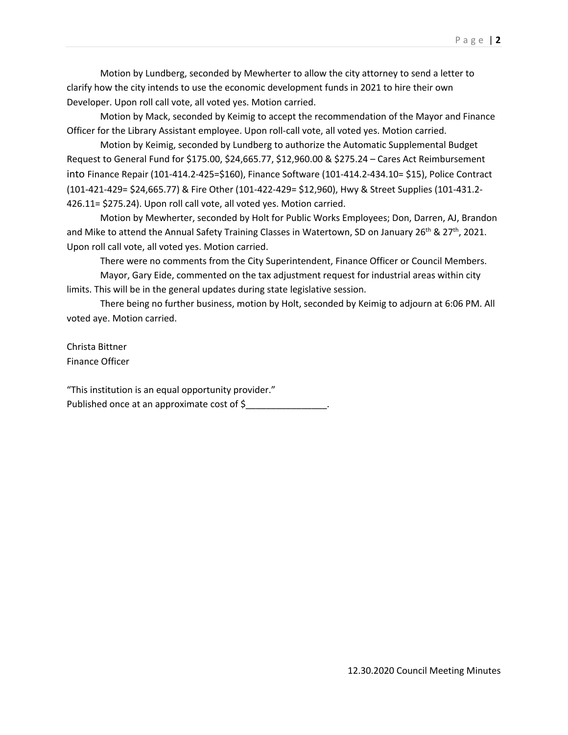Motion by Lundberg, seconded by Mewherter to allow the city attorney to send a letter to clarify how the city intends to use the economic development funds in 2021 to hire their own Developer. Upon roll call vote, all voted yes. Motion carried.

Motion by Mack, seconded by Keimig to accept the recommendation of the Mayor and Finance Officer for the Library Assistant employee. Upon roll-call vote, all voted yes. Motion carried.

Motion by Keimig, seconded by Lundberg to authorize the Automatic Supplemental Budget Request to General Fund for $175.00, $24,665.77, $12,960.00 & $275.24 – Cares Act Reimbursement into Finance Repair (101-414.2-425=$160), Finance Software (101-414.2-434.10= $15), Police Contract (101-421-429= $24,665.77) & Fire Other (101-422-429= $12,960), Hwy & Street Supplies (101-431.2-426.11= $275.24). Upon roll call vote, all voted yes. Motion carried.

Motion by Mewherter, seconded by Holt for Public Works Employees; Don, Darren, AJ, Brandon and Mike to attend the Annual Safety Training Classes in Watertown, SD on January 26th & 27th, 2021. Upon roll call vote, all voted yes. Motion carried.

There were no comments from the City Superintendent, Finance Officer or Council Members.

Mayor, Gary Eide, commented on the tax adjustment request for industrial areas within city limits. This will be in the general updates during state legislative session.

There being no further business, motion by Holt, seconded by Keimig to adjourn at 6:06 PM. All voted aye. Motion carried.

Christa Bittner
Finance Officer

"This institution is an equal opportunity provider."
Published once at an approximate cost of $________________.

12.30.2020 Council Meeting Minutes